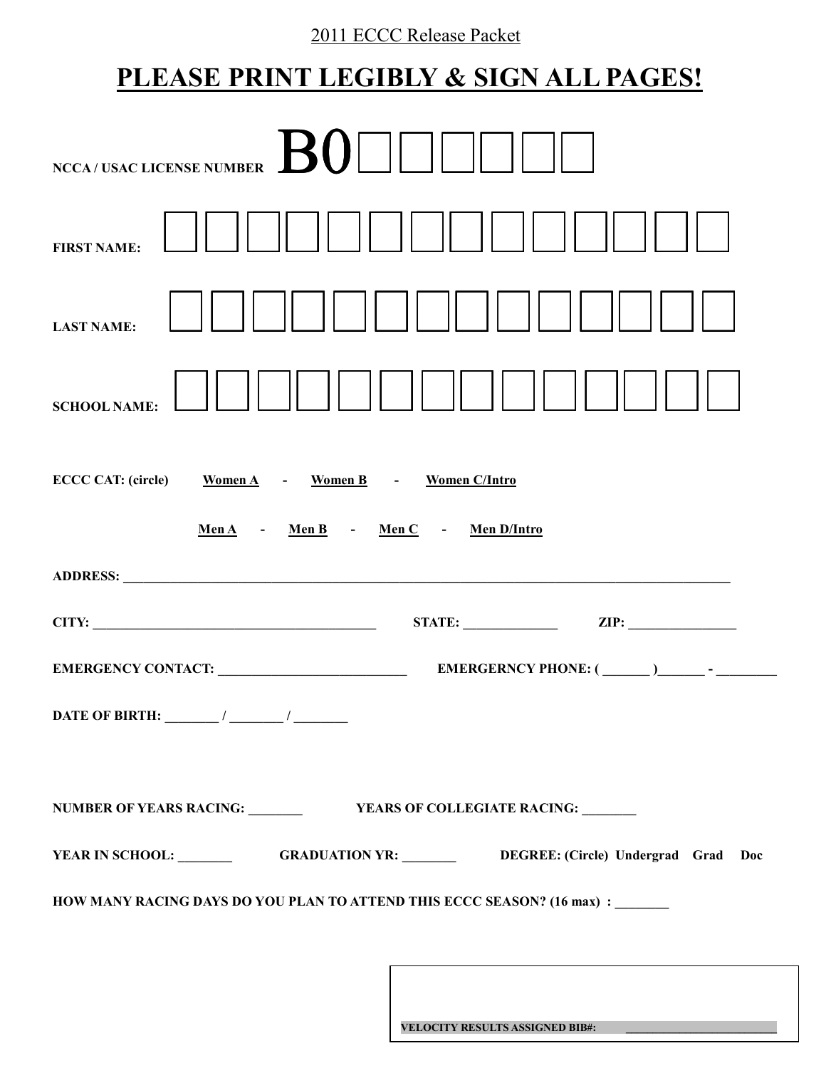2011 ECCC Release Packet

# PLEASE PRINT LEGIBLY & SIGN ALL PAGES!

**NCCA / USAC LICENSE NUMBER** B0☐☐☐☐☐☐

**FIRST NAME:** ☐☐☐☐☐☐☐☐☐☐☐☐☐☐

**LAST NAME:** ☐☐☐☐☐☐☐☐☐☐☐☐☐☐

**SCHOOL NAME:** ☐☐☐☐☐☐☐☐☐☐☐☐☐☐

**ECCC CAT: (circle)** **Women A** - **Women B** - **Women C/Intro**

**Men A** - **Men B** - **Men C** - **Men D/Intro**

**ADDRESS:** ______________________________________________________________________________________

**CITY:** ________________________________________ **STATE:** _____________ **ZIP:** ________________

**EMERGENCY CONTACT:** ___________________________ **EMERGERNCY PHONE: ( _______ )_______ - _________**

**DATE OF BIRTH: ________ / ________ / ________**

**NUMBER OF YEARS RACING:** ________ **YEARS OF COLLEGIATE RACING:** ________

**YEAR IN SCHOOL:** ________ **GRADUATION YR:** ________ **DEGREE: (Circle) Undergrad Grad Doc**

**HOW MANY RACING DAYS DO YOU PLAN TO ATTEND THIS ECCC SEASON? (16 max) :** ________

**VELOCITY RESULTS ASSIGNED BIB#:** ________________________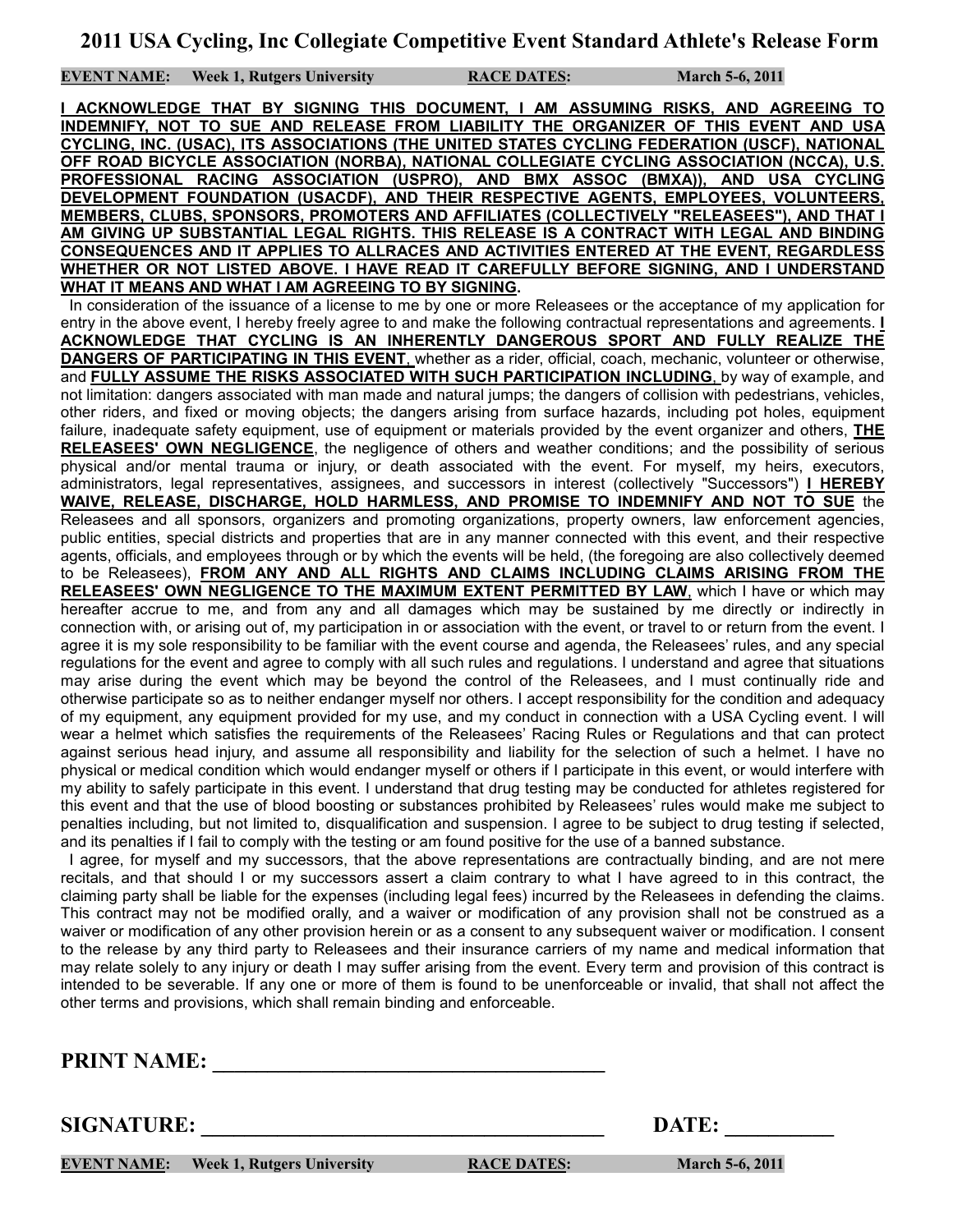# 2011 USA Cycling, Inc Collegiate Competitive Event Standard Athlete's Release Form

**EVENT NAME: Week 1, Rutgers University** **RACE DATES: March 5-6, 2011**

**I ACKNOWLEDGE THAT BY SIGNING THIS DOCUMENT, I AM ASSUMING RISKS, AND AGREEING TO INDEMNIFY, NOT TO SUE AND RELEASE FROM LIABILITY THE ORGANIZER OF THIS EVENT AND USA CYCLING, INC. (USAC), ITS ASSOCIATIONS (THE UNITED STATES CYCLING FEDERATION (USCF), NATIONAL OFF ROAD BICYCLE ASSOCIATION (NORBA), NATIONAL COLLEGIATE CYCLING ASSOCIATION (NCCA), U.S. PROFESSIONAL RACING ASSOCIATION (USPRO), AND BMX ASSOC (BMXA)), AND USA CYCLING DEVELOPMENT FOUNDATION (USACDF), AND THEIR RESPECTIVE AGENTS, EMPLOYEES, VOLUNTEERS, MEMBERS, CLUBS, SPONSORS, PROMOTERS AND AFFILIATES (COLLECTIVELY "RELEASEES"), AND THAT I AM GIVING UP SUBSTANTIAL LEGAL RIGHTS. THIS RELEASE IS A CONTRACT WITH LEGAL AND BINDING CONSEQUENCES AND IT APPLIES TO ALLRACES AND ACTIVITIES ENTERED AT THE EVENT, REGARDLESS WHETHER OR NOT LISTED ABOVE. I HAVE READ IT CAREFULLY BEFORE SIGNING, AND I UNDERSTAND WHAT IT MEANS AND WHAT I AM AGREEING TO BY SIGNING.**

In consideration of the issuance of a license to me by one or more Releasees or the acceptance of my application for entry in the above event, I hereby freely agree to and make the following contractual representations and agreements. **I ACKNOWLEDGE THAT CYCLING IS AN INHERENTLY DANGEROUS SPORT AND FULLY REALIZE THE DANGERS OF PARTICIPATING IN THIS EVENT**, whether as a rider, official, coach, mechanic, volunteer or otherwise, and **FULLY ASSUME THE RISKS ASSOCIATED WITH SUCH PARTICIPATION INCLUDING**, by way of example, and not limitation: dangers associated with man made and natural jumps; the dangers of collision with pedestrians, vehicles, other riders, and fixed or moving objects; the dangers arising from surface hazards, including pot holes, equipment failure, inadequate safety equipment, use of equipment or materials provided by the event organizer and others, **THE RELEASEES' OWN NEGLIGENCE**, the negligence of others and weather conditions; and the possibility of serious physical and/or mental trauma or injury, or death associated with the event. For myself, my heirs, executors, administrators, legal representatives, assignees, and successors in interest (collectively "Successors") **I HEREBY WAIVE, RELEASE, DISCHARGE, HOLD HARMLESS, AND PROMISE TO INDEMNIFY AND NOT TO SUE** the Releasees and all sponsors, organizers and promoting organizations, property owners, law enforcement agencies, public entities, special districts and properties that are in any manner connected with this event, and their respective agents, officials, and employees through or by which the events will be held, (the foregoing are also collectively deemed to be Releasees), **FROM ANY AND ALL RIGHTS AND CLAIMS INCLUDING CLAIMS ARISING FROM THE RELEASEES' OWN NEGLIGENCE TO THE MAXIMUM EXTENT PERMITTED BY LAW**, which I have or which may hereafter accrue to me, and from any and all damages which may be sustained by me directly or indirectly in connection with, or arising out of, my participation in or association with the event, or travel to or return from the event. I agree it is my sole responsibility to be familiar with the event course and agenda, the Releasees' rules, and any special regulations for the event and agree to comply with all such rules and regulations. I understand and agree that situations may arise during the event which may be beyond the control of the Releasees, and I must continually ride and otherwise participate so as to neither endanger myself nor others. I accept responsibility for the condition and adequacy of my equipment, any equipment provided for my use, and my conduct in connection with a USA Cycling event. I will wear a helmet which satisfies the requirements of the Releasees' Racing Rules or Regulations and that can protect against serious head injury, and assume all responsibility and liability for the selection of such a helmet. I have no physical or medical condition which would endanger myself or others if I participate in this event, or would interfere with my ability to safely participate in this event. I understand that drug testing may be conducted for athletes registered for this event and that the use of blood boosting or substances prohibited by Releasees' rules would make me subject to penalties including, but not limited to, disqualification and suspension. I agree to be subject to drug testing if selected, and its penalties if I fail to comply with the testing or am found positive for the use of a banned substance.

I agree, for myself and my successors, that the above representations are contractually binding, and are not mere recitals, and that should I or my successors assert a claim contrary to what I have agreed to in this contract, the claiming party shall be liable for the expenses (including legal fees) incurred by the Releasees in defending the claims. This contract may not be modified orally, and a waiver or modification of any provision shall not be construed as a waiver or modification of any other provision herein or as a consent to any subsequent waiver or modification. I consent to the release by any third party to Releasees and their insurance carriers of my name and medical information that may relate solely to any injury or death I may suffer arising from the event. Every term and provision of this contract is intended to be severable. If any one or more of them is found to be unenforceable or invalid, that shall not affect the other terms and provisions, which shall remain binding and enforceable.

**PRINT NAME: ____________________________________**

**SIGNATURE: ____________________________________** **DATE: __________**

**EVENT NAME: Week 1, Rutgers University** **RACE DATES: March 5-6, 2011**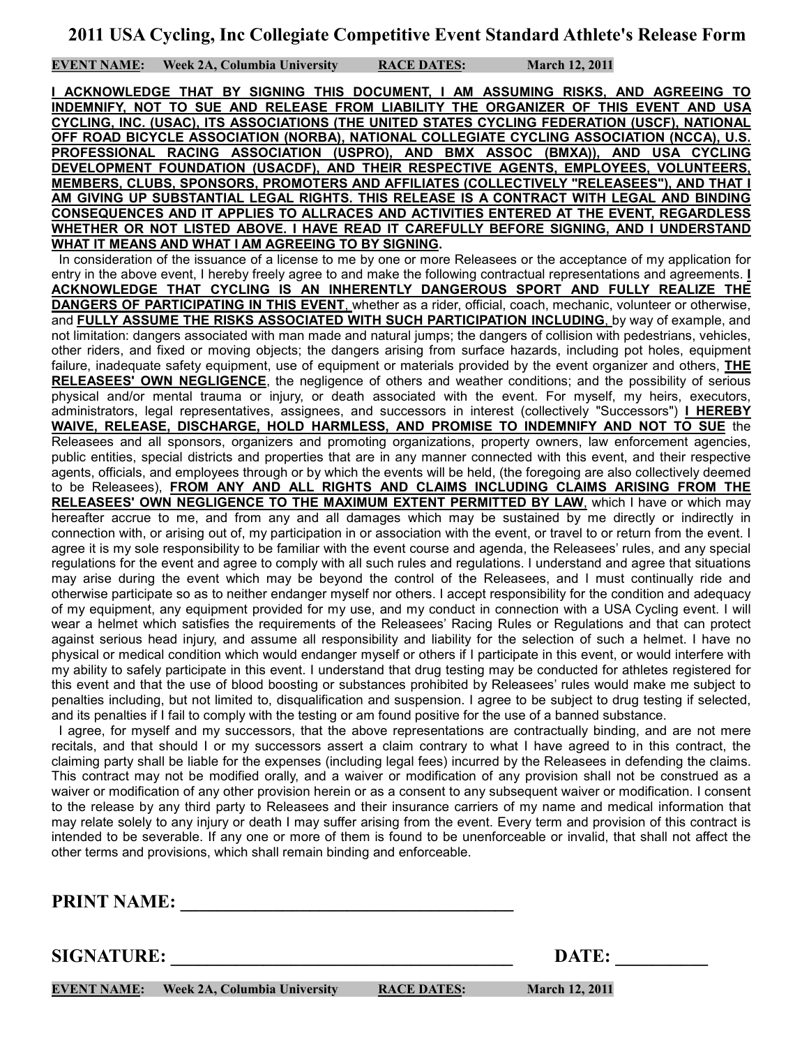# 2011 USA Cycling, Inc Collegiate Competitive Event Standard Athlete's Release Form

**EVENT NAME:** Week 2A, Columbia University **RACE DATES:** March 12, 2011

**I ACKNOWLEDGE THAT BY SIGNING THIS DOCUMENT, I AM ASSUMING RISKS, AND AGREEING TO INDEMNIFY, NOT TO SUE AND RELEASE FROM LIABILITY THE ORGANIZER OF THIS EVENT AND USA CYCLING, INC. (USAC), ITS ASSOCIATIONS (THE UNITED STATES CYCLING FEDERATION (USCF), NATIONAL OFF ROAD BICYCLE ASSOCIATION (NORBA), NATIONAL COLLEGIATE CYCLING ASSOCIATION (NCCA), U.S. PROFESSIONAL RACING ASSOCIATION (USPRO), AND BMX ASSOC (BMXA)), AND USA CYCLING DEVELOPMENT FOUNDATION (USACDF), AND THEIR RESPECTIVE AGENTS, EMPLOYEES, VOLUNTEERS, MEMBERS, CLUBS, SPONSORS, PROMOTERS AND AFFILIATES (COLLECTIVELY "RELEASEES"), AND THAT I AM GIVING UP SUBSTANTIAL LEGAL RIGHTS. THIS RELEASE IS A CONTRACT WITH LEGAL AND BINDING CONSEQUENCES AND IT APPLIES TO ALLRACES AND ACTIVITIES ENTERED AT THE EVENT, REGARDLESS WHETHER OR NOT LISTED ABOVE. I HAVE READ IT CAREFULLY BEFORE SIGNING, AND I UNDERSTAND WHAT IT MEANS AND WHAT I AM AGREEING TO BY SIGNING.**

In consideration of the issuance of a license to me by one or more Releasees or the acceptance of my application for entry in the above event, I hereby freely agree to and make the following contractual representations and agreements. **I ACKNOWLEDGE THAT CYCLING IS AN INHERENTLY DANGEROUS SPORT AND FULLY REALIZE THE DANGERS OF PARTICIPATING IN THIS EVENT**, whether as a rider, official, coach, mechanic, volunteer or otherwise, and **FULLY ASSUME THE RISKS ASSOCIATED WITH SUCH PARTICIPATION INCLUDING**, by way of example, and not limitation: dangers associated with man made and natural jumps; the dangers of collision with pedestrians, vehicles, other riders, and fixed or moving objects; the dangers arising from surface hazards, including pot holes, equipment failure, inadequate safety equipment, use of equipment or materials provided by the event organizer and others, **THE RELEASEES' OWN NEGLIGENCE**, the negligence of others and weather conditions; and the possibility of serious physical and/or mental trauma or injury, or death associated with the event. For myself, my heirs, executors, administrators, legal representatives, assignees, and successors in interest (collectively "Successors") **I HEREBY WAIVE, RELEASE, DISCHARGE, HOLD HARMLESS, AND PROMISE TO INDEMNIFY AND NOT TO SUE** the Releasees and all sponsors, organizers and promoting organizations, property owners, law enforcement agencies, public entities, special districts and properties that are in any manner connected with this event, and their respective agents, officials, and employees through or by which the events will be held, (the foregoing are also collectively deemed to be Releasees), **FROM ANY AND ALL RIGHTS AND CLAIMS INCLUDING CLAIMS ARISING FROM THE RELEASEES' OWN NEGLIGENCE TO THE MAXIMUM EXTENT PERMITTED BY LAW**, which I have or which may hereafter accrue to me, and from any and all damages which may be sustained by me directly or indirectly in connection with, or arising out of, my participation in or association with the event, or travel to or return from the event. I agree it is my sole responsibility to be familiar with the event course and agenda, the Releasees' rules, and any special regulations for the event and agree to comply with all such rules and regulations. I understand and agree that situations may arise during the event which may be beyond the control of the Releasees, and I must continually ride and otherwise participate so as to neither endanger myself nor others. I accept responsibility for the condition and adequacy of my equipment, any equipment provided for my use, and my conduct in connection with a USA Cycling event. I will wear a helmet which satisfies the requirements of the Releasees' Racing Rules or Regulations and that can protect against serious head injury, and assume all responsibility and liability for the selection of such a helmet. I have no physical or medical condition which would endanger myself or others if I participate in this event, or would interfere with my ability to safely participate in this event. I understand that drug testing may be conducted for athletes registered for this event and that the use of blood boosting or substances prohibited by Releasees' rules would make me subject to penalties including, but not limited to, disqualification and suspension. I agree to be subject to drug testing if selected, and its penalties if I fail to comply with the testing or am found positive for the use of a banned substance.

I agree, for myself and my successors, that the above representations are contractually binding, and are not mere recitals, and that should I or my successors assert a claim contrary to what I have agreed to in this contract, the claiming party shall be liable for the expenses (including legal fees) incurred by the Releasees in defending the claims. This contract may not be modified orally, and a waiver or modification of any provision shall not be construed as a waiver or modification of any other provision herein or as a consent to any subsequent waiver or modification. I consent to the release by any third party to Releasees and their insurance carriers of my name and medical information that may relate solely to any injury or death I may suffer arising from the event. Every term and provision of this contract is intended to be severable. If any one or more of them is found to be unenforceable or invalid, that shall not affect the other terms and provisions, which shall remain binding and enforceable.

**PRINT NAME:** ______________________________________

**SIGNATURE:** ______________________________________ **DATE:** __________

**EVENT NAME:** Week 2A, Columbia University **RACE DATES:** March 12, 2011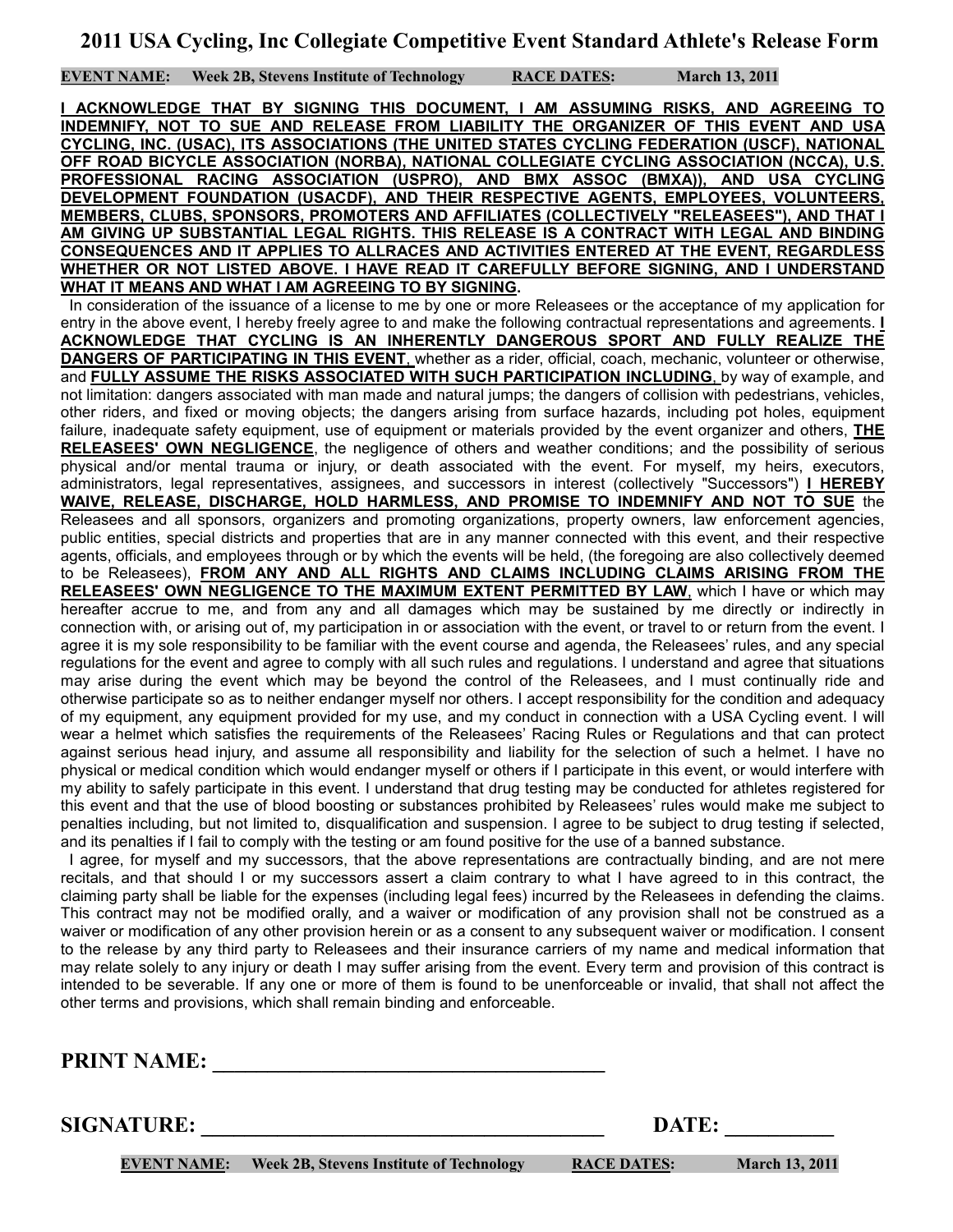# 2011 USA Cycling, Inc Collegiate Competitive Event Standard Athlete's Release Form

**EVENT NAME:** **Week 2B, Stevens Institute of Technology** **RACE DATES:** **March 13, 2011**

**I ACKNOWLEDGE THAT BY SIGNING THIS DOCUMENT, I AM ASSUMING RISKS, AND AGREEING TO INDEMNIFY, NOT TO SUE AND RELEASE FROM LIABILITY THE ORGANIZER OF THIS EVENT AND USA CYCLING, INC. (USAC), ITS ASSOCIATIONS (THE UNITED STATES CYCLING FEDERATION (USCF), NATIONAL OFF ROAD BICYCLE ASSOCIATION (NORBA), NATIONAL COLLEGIATE CYCLING ASSOCIATION (NCCA), U.S. PROFESSIONAL RACING ASSOCIATION (USPRO), AND BMX ASSOC (BMXA)), AND USA CYCLING DEVELOPMENT FOUNDATION (USACDF), AND THEIR RESPECTIVE AGENTS, EMPLOYEES, VOLUNTEERS, MEMBERS, CLUBS, SPONSORS, PROMOTERS AND AFFILIATES (COLLECTIVELY "RELEASEES"), AND THAT I AM GIVING UP SUBSTANTIAL LEGAL RIGHTS. THIS RELEASE IS A CONTRACT WITH LEGAL AND BINDING CONSEQUENCES AND IT APPLIES TO ALLRACES AND ACTIVITIES ENTERED AT THE EVENT, REGARDLESS WHETHER OR NOT LISTED ABOVE. I HAVE READ IT CAREFULLY BEFORE SIGNING, AND I UNDERSTAND WHAT IT MEANS AND WHAT I AM AGREEING TO BY SIGNING.**

In consideration of the issuance of a license to me by one or more Releasees or the acceptance of my application for entry in the above event, I hereby freely agree to and make the following contractual representations and agreements. **I ACKNOWLEDGE THAT CYCLING IS AN INHERENTLY DANGEROUS SPORT AND FULLY REALIZE THE DANGERS OF PARTICIPATING IN THIS EVENT**, whether as a rider, official, coach, mechanic, volunteer or otherwise, and **FULLY ASSUME THE RISKS ASSOCIATED WITH SUCH PARTICIPATION INCLUDING**, by way of example, and not limitation: dangers associated with man made and natural jumps; the dangers of collision with pedestrians, vehicles, other riders, and fixed or moving objects; the dangers arising from surface hazards, including pot holes, equipment failure, inadequate safety equipment, use of equipment or materials provided by the event organizer and others, **THE RELEASEES' OWN NEGLIGENCE**, the negligence of others and weather conditions; and the possibility of serious physical and/or mental trauma or injury, or death associated with the event. For myself, my heirs, executors, administrators, legal representatives, assignees, and successors in interest (collectively "Successors") **I HEREBY WAIVE, RELEASE, DISCHARGE, HOLD HARMLESS, AND PROMISE TO INDEMNIFY AND NOT TO SUE** the Releasees and all sponsors, organizers and promoting organizations, property owners, law enforcement agencies, public entities, special districts and properties that are in any manner connected with this event, and their respective agents, officials, and employees through or by which the events will be held, (the foregoing are also collectively deemed to be Releasees), **FROM ANY AND ALL RIGHTS AND CLAIMS INCLUDING CLAIMS ARISING FROM THE RELEASEES' OWN NEGLIGENCE TO THE MAXIMUM EXTENT PERMITTED BY LAW**, which I have or which may hereafter accrue to me, and from any and all damages which may be sustained by me directly or indirectly in connection with, or arising out of, my participation in or association with the event, or travel to or return from the event. I agree it is my sole responsibility to be familiar with the event course and agenda, the Releasees' rules, and any special regulations for the event and agree to comply with all such rules and regulations. I understand and agree that situations may arise during the event which may be beyond the control of the Releasees, and I must continually ride and otherwise participate so as to neither endanger myself nor others. I accept responsibility for the condition and adequacy of my equipment, any equipment provided for my use, and my conduct in connection with a USA Cycling event. I will wear a helmet which satisfies the requirements of the Releasees' Racing Rules or Regulations and that can protect against serious head injury, and assume all responsibility and liability for the selection of such a helmet. I have no physical or medical condition which would endanger myself or others if I participate in this event, or would interfere with my ability to safely participate in this event. I understand that drug testing may be conducted for athletes registered for this event and that the use of blood boosting or substances prohibited by Releasees' rules would make me subject to penalties including, but not limited to, disqualification and suspension. I agree to be subject to drug testing if selected, and its penalties if I fail to comply with the testing or am found positive for the use of a banned substance.

I agree, for myself and my successors, that the above representations are contractually binding, and are not mere recitals, and that should I or my successors assert a claim contrary to what I have agreed to in this contract, the claiming party shall be liable for the expenses (including legal fees) incurred by the Releasees in defending the claims. This contract may not be modified orally, and a waiver or modification of any provision shall not be construed as a waiver or modification of any other provision herein or as a consent to any subsequent waiver or modification. I consent to the release by any third party to Releasees and their insurance carriers of my name and medical information that may relate solely to any injury or death I may suffer arising from the event. Every term and provision of this contract is intended to be severable. If any one or more of them is found to be unenforceable or invalid, that shall not affect the other terms and provisions, which shall remain binding and enforceable.

**PRINT NAME:** ______________________________________

**SIGNATURE:** ______________________________________ **DATE:** __________

**EVENT NAME:** **Week 2B, Stevens Institute of Technology** **RACE DATES:** **March 13, 2011**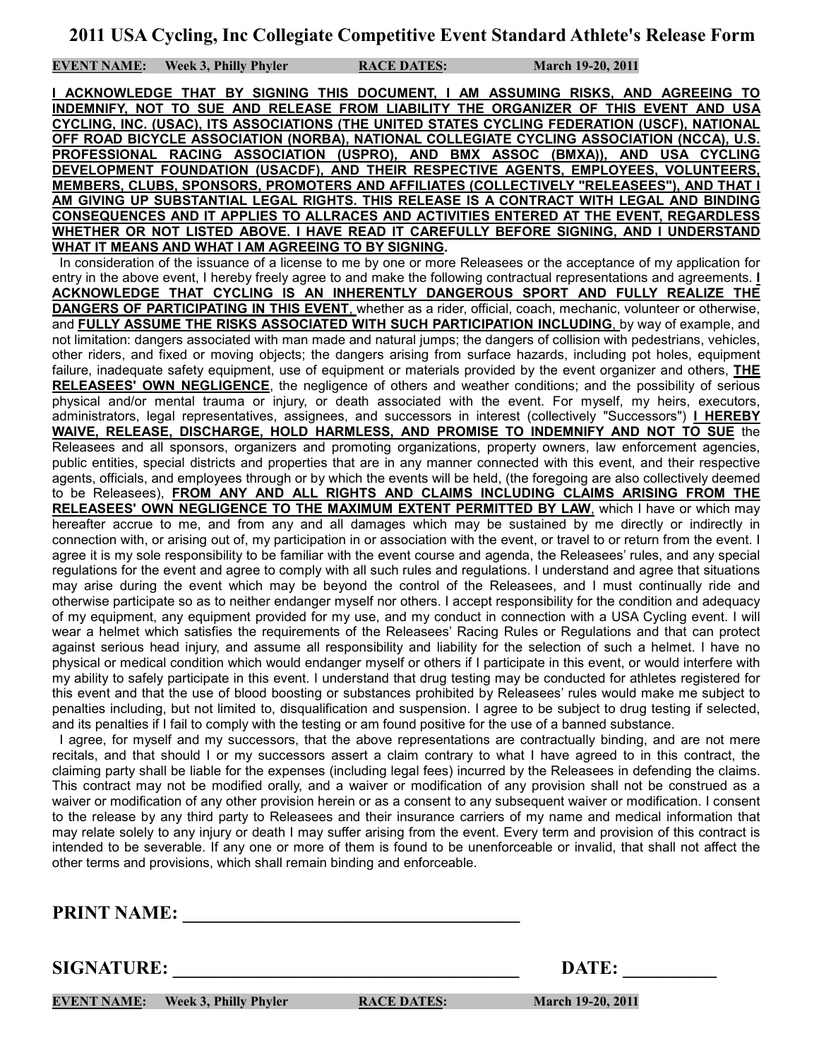# 2011 USA Cycling, Inc Collegiate Competitive Event Standard Athlete's Release Form

**EVENT NAME: Week 3, Philly Phyler** **RACE DATES: March 19-20, 2011**

**I ACKNOWLEDGE THAT BY SIGNING THIS DOCUMENT, I AM ASSUMING RISKS, AND AGREEING TO INDEMNIFY, NOT TO SUE AND RELEASE FROM LIABILITY THE ORGANIZER OF THIS EVENT AND USA CYCLING, INC. (USAC), ITS ASSOCIATIONS (THE UNITED STATES CYCLING FEDERATION (USCF), NATIONAL OFF ROAD BICYCLE ASSOCIATION (NORBA), NATIONAL COLLEGIATE CYCLING ASSOCIATION (NCCA), U.S. PROFESSIONAL RACING ASSOCIATION (USPRO), AND BMX ASSOC (BMXA)), AND USA CYCLING DEVELOPMENT FOUNDATION (USACDF), AND THEIR RESPECTIVE AGENTS, EMPLOYEES, VOLUNTEERS, MEMBERS, CLUBS, SPONSORS, PROMOTERS AND AFFILIATES (COLLECTIVELY "RELEASEES"), AND THAT I AM GIVING UP SUBSTANTIAL LEGAL RIGHTS. THIS RELEASE IS A CONTRACT WITH LEGAL AND BINDING CONSEQUENCES AND IT APPLIES TO ALLRACES AND ACTIVITIES ENTERED AT THE EVENT, REGARDLESS WHETHER OR NOT LISTED ABOVE. I HAVE READ IT CAREFULLY BEFORE SIGNING, AND I UNDERSTAND WHAT IT MEANS AND WHAT I AM AGREEING TO BY SIGNING.**

In consideration of the issuance of a license to me by one or more Releasees or the acceptance of my application for entry in the above event, I hereby freely agree to and make the following contractual representations and agreements. **I ACKNOWLEDGE THAT CYCLING IS AN INHERENTLY DANGEROUS SPORT AND FULLY REALIZE THE DANGERS OF PARTICIPATING IN THIS EVENT**, whether as a rider, official, coach, mechanic, volunteer or otherwise, and **FULLY ASSUME THE RISKS ASSOCIATED WITH SUCH PARTICIPATION INCLUDING**, by way of example, and not limitation: dangers associated with man made and natural jumps; the dangers of collision with pedestrians, vehicles, other riders, and fixed or moving objects; the dangers arising from surface hazards, including pot holes, equipment failure, inadequate safety equipment, use of equipment or materials provided by the event organizer and others, **THE RELEASEES' OWN NEGLIGENCE**, the negligence of others and weather conditions; and the possibility of serious physical and/or mental trauma or injury, or death associated with the event. For myself, my heirs, executors, administrators, legal representatives, assignees, and successors in interest (collectively "Successors") **I HEREBY WAIVE, RELEASE, DISCHARGE, HOLD HARMLESS, AND PROMISE TO INDEMNIFY AND NOT TO SUE** the Releasees and all sponsors, organizers and promoting organizations, property owners, law enforcement agencies, public entities, special districts and properties that are in any manner connected with this event, and their respective agents, officials, and employees through or by which the events will be held, (the foregoing are also collectively deemed to be Releasees), **FROM ANY AND ALL RIGHTS AND CLAIMS INCLUDING CLAIMS ARISING FROM THE RELEASEES' OWN NEGLIGENCE TO THE MAXIMUM EXTENT PERMITTED BY LAW**, which I have or which may hereafter accrue to me, and from any and all damages which may be sustained by me directly or indirectly in connection with, or arising out of, my participation in or association with the event, or travel to or return from the event. I agree it is my sole responsibility to be familiar with the event course and agenda, the Releasees' rules, and any special regulations for the event and agree to comply with all such rules and regulations. I understand and agree that situations may arise during the event which may be beyond the control of the Releasees, and I must continually ride and otherwise participate so as to neither endanger myself nor others. I accept responsibility for the condition and adequacy of my equipment, any equipment provided for my use, and my conduct in connection with a USA Cycling event. I will wear a helmet which satisfies the requirements of the Releasees' Racing Rules or Regulations and that can protect against serious head injury, and assume all responsibility and liability for the selection of such a helmet. I have no physical or medical condition which would endanger myself or others if I participate in this event, or would interfere with my ability to safely participate in this event. I understand that drug testing may be conducted for athletes registered for this event and that the use of blood boosting or substances prohibited by Releasees' rules would make me subject to penalties including, but not limited to, disqualification and suspension. I agree to be subject to drug testing if selected, and its penalties if I fail to comply with the testing or am found positive for the use of a banned substance.

I agree, for myself and my successors, that the above representations are contractually binding, and are not mere recitals, and that should I or my successors assert a claim contrary to what I have agreed to in this contract, the claiming party shall be liable for the expenses (including legal fees) incurred by the Releasees in defending the claims. This contract may not be modified orally, and a waiver or modification of any provision shall not be construed as a waiver or modification of any other provision herein or as a consent to any subsequent waiver or modification. I consent to the release by any third party to Releasees and their insurance carriers of my name and medical information that may relate solely to any injury or death I may suffer arising from the event. Every term and provision of this contract is intended to be severable. If any one or more of them is found to be unenforceable or invalid, that shall not affect the other terms and provisions, which shall remain binding and enforceable.

**PRINT NAME:** ______________________________________

**SIGNATURE:** ______________________________________ **DATE:** __________

**EVENT NAME: Week 3, Philly Phyler** **RACE DATES: March 19-20, 2011**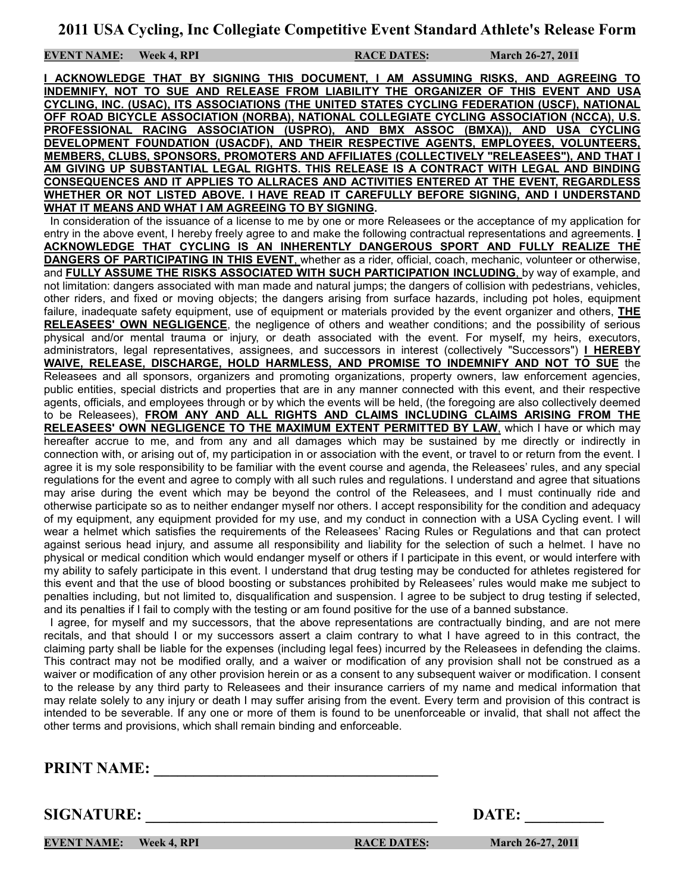# 2011 USA Cycling, Inc Collegiate Competitive Event Standard Athlete's Release Form

**EVENT NAME:** **Week 4, RPI** **RACE DATES:** **March 26-27, 2011**

**I ACKNOWLEDGE THAT BY SIGNING THIS DOCUMENT, I AM ASSUMING RISKS, AND AGREEING TO INDEMNIFY, NOT TO SUE AND RELEASE FROM LIABILITY THE ORGANIZER OF THIS EVENT AND USA CYCLING, INC. (USAC), ITS ASSOCIATIONS (THE UNITED STATES CYCLING FEDERATION (USCF), NATIONAL OFF ROAD BICYCLE ASSOCIATION (NORBA), NATIONAL COLLEGIATE CYCLING ASSOCIATION (NCCA), U.S. PROFESSIONAL RACING ASSOCIATION (USPRO), AND BMX ASSOC (BMXA)), AND USA CYCLING DEVELOPMENT FOUNDATION (USACDF), AND THEIR RESPECTIVE AGENTS, EMPLOYEES, VOLUNTEERS, MEMBERS, CLUBS, SPONSORS, PROMOTERS AND AFFILIATES (COLLECTIVELY "RELEASEES"), AND THAT I AM GIVING UP SUBSTANTIAL LEGAL RIGHTS. THIS RELEASE IS A CONTRACT WITH LEGAL AND BINDING CONSEQUENCES AND IT APPLIES TO ALLRACES AND ACTIVITIES ENTERED AT THE EVENT, REGARDLESS WHETHER OR NOT LISTED ABOVE. I HAVE READ IT CAREFULLY BEFORE SIGNING, AND I UNDERSTAND WHAT IT MEANS AND WHAT I AM AGREEING TO BY SIGNING.**

In consideration of the issuance of a license to me by one or more Releasees or the acceptance of my application for entry in the above event, I hereby freely agree to and make the following contractual representations and agreements. **I ACKNOWLEDGE THAT CYCLING IS AN INHERENTLY DANGEROUS SPORT AND FULLY REALIZE THE DANGERS OF PARTICIPATING IN THIS EVENT**, whether as a rider, official, coach, mechanic, volunteer or otherwise, and **FULLY ASSUME THE RISKS ASSOCIATED WITH SUCH PARTICIPATION INCLUDING**, by way of example, and not limitation: dangers associated with man made and natural jumps; the dangers of collision with pedestrians, vehicles, other riders, and fixed or moving objects; the dangers arising from surface hazards, including pot holes, equipment failure, inadequate safety equipment, use of equipment or materials provided by the event organizer and others, **THE RELEASEES' OWN NEGLIGENCE**, the negligence of others and weather conditions; and the possibility of serious physical and/or mental trauma or injury, or death associated with the event. For myself, my heirs, executors, administrators, legal representatives, assignees, and successors in interest (collectively "Successors") **I HEREBY WAIVE, RELEASE, DISCHARGE, HOLD HARMLESS, AND PROMISE TO INDEMNIFY AND NOT TO SUE** the Releasees and all sponsors, organizers and promoting organizations, property owners, law enforcement agencies, public entities, special districts and properties that are in any manner connected with this event, and their respective agents, officials, and employees through or by which the events will be held, (the foregoing are also collectively deemed to be Releasees), **FROM ANY AND ALL RIGHTS AND CLAIMS INCLUDING CLAIMS ARISING FROM THE RELEASEES' OWN NEGLIGENCE TO THE MAXIMUM EXTENT PERMITTED BY LAW**, which I have or which may hereafter accrue to me, and from any and all damages which may be sustained by me directly or indirectly in connection with, or arising out of, my participation in or association with the event, or travel to or return from the event. I agree it is my sole responsibility to be familiar with the event course and agenda, the Releasees' rules, and any special regulations for the event and agree to comply with all such rules and regulations. I understand and agree that situations may arise during the event which may be beyond the control of the Releasees, and I must continually ride and otherwise participate so as to neither endanger myself nor others. I accept responsibility for the condition and adequacy of my equipment, any equipment provided for my use, and my conduct in connection with a USA Cycling event. I will wear a helmet which satisfies the requirements of the Releasees' Racing Rules or Regulations and that can protect against serious head injury, and assume all responsibility and liability for the selection of such a helmet. I have no physical or medical condition which would endanger myself or others if I participate in this event, or would interfere with my ability to safely participate in this event. I understand that drug testing may be conducted for athletes registered for this event and that the use of blood boosting or substances prohibited by Releasees' rules would make me subject to penalties including, but not limited to, disqualification and suspension. I agree to be subject to drug testing if selected, and its penalties if I fail to comply with the testing or am found positive for the use of a banned substance.

I agree, for myself and my successors, that the above representations are contractually binding, and are not mere recitals, and that should I or my successors assert a claim contrary to what I have agreed to in this contract, the claiming party shall be liable for the expenses (including legal fees) incurred by the Releasees in defending the claims. This contract may not be modified orally, and a waiver or modification of any provision shall not be construed as a waiver or modification of any other provision herein or as a consent to any subsequent waiver or modification. I consent to the release by any third party to Releasees and their insurance carriers of my name and medical information that may relate solely to any injury or death I may suffer arising from the event. Every term and provision of this contract is intended to be severable. If any one or more of them is found to be unenforceable or invalid, that shall not affect the other terms and provisions, which shall remain binding and enforceable.

**PRINT NAME:** ______________________________________

**SIGNATURE:** ______________________________________ **DATE:** __________

**EVENT NAME:** **Week 4, RPI** **RACE DATES:** **March 26-27, 2011**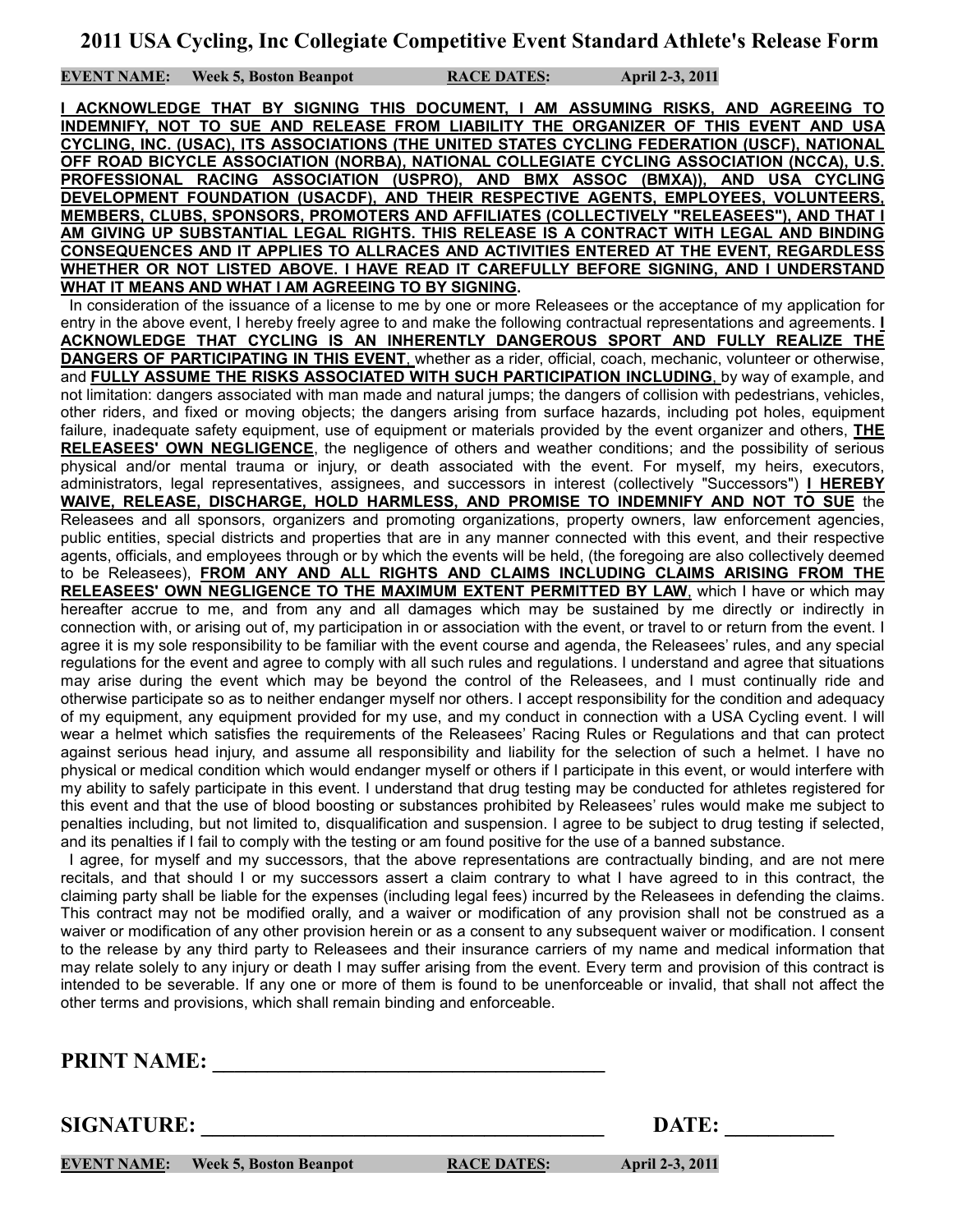# 2011 USA Cycling, Inc Collegiate Competitive Event Standard Athlete's Release Form

**EVENT NAME: Week 5, Boston Beanpot RACE DATES: April 2-3, 2011**

**I ACKNOWLEDGE THAT BY SIGNING THIS DOCUMENT, I AM ASSUMING RISKS, AND AGREEING TO INDEMNIFY, NOT TO SUE AND RELEASE FROM LIABILITY THE ORGANIZER OF THIS EVENT AND USA CYCLING, INC. (USAC), ITS ASSOCIATIONS (THE UNITED STATES CYCLING FEDERATION (USCF), NATIONAL OFF ROAD BICYCLE ASSOCIATION (NORBA), NATIONAL COLLEGIATE CYCLING ASSOCIATION (NCCA), U.S. PROFESSIONAL RACING ASSOCIATION (USPRO), AND BMX ASSOC (BMXA)), AND USA CYCLING DEVELOPMENT FOUNDATION (USACDF), AND THEIR RESPECTIVE AGENTS, EMPLOYEES, VOLUNTEERS, MEMBERS, CLUBS, SPONSORS, PROMOTERS AND AFFILIATES (COLLECTIVELY "RELEASEES"), AND THAT I AM GIVING UP SUBSTANTIAL LEGAL RIGHTS. THIS RELEASE IS A CONTRACT WITH LEGAL AND BINDING CONSEQUENCES AND IT APPLIES TO ALLRACES AND ACTIVITIES ENTERED AT THE EVENT, REGARDLESS WHETHER OR NOT LISTED ABOVE. I HAVE READ IT CAREFULLY BEFORE SIGNING, AND I UNDERSTAND WHAT IT MEANS AND WHAT I AM AGREEING TO BY SIGNING.**

In consideration of the issuance of a license to me by one or more Releasees or the acceptance of my application for entry in the above event, I hereby freely agree to and make the following contractual representations and agreements. **I ACKNOWLEDGE THAT CYCLING IS AN INHERENTLY DANGEROUS SPORT AND FULLY REALIZE THE DANGERS OF PARTICIPATING IN THIS EVENT**, whether as a rider, official, coach, mechanic, volunteer or otherwise, and **FULLY ASSUME THE RISKS ASSOCIATED WITH SUCH PARTICIPATION INCLUDING**, by way of example, and not limitation: dangers associated with man made and natural jumps; the dangers of collision with pedestrians, vehicles, other riders, and fixed or moving objects; the dangers arising from surface hazards, including pot holes, equipment failure, inadequate safety equipment, use of equipment or materials provided by the event organizer and others, **THE RELEASEES' OWN NEGLIGENCE**, the negligence of others and weather conditions; and the possibility of serious physical and/or mental trauma or injury, or death associated with the event. For myself, my heirs, executors, administrators, legal representatives, assignees, and successors in interest (collectively "Successors") **I HEREBY WAIVE, RELEASE, DISCHARGE, HOLD HARMLESS, AND PROMISE TO INDEMNIFY AND NOT TO SUE** the Releasees and all sponsors, organizers and promoting organizations, property owners, law enforcement agencies, public entities, special districts and properties that are in any manner connected with this event, and their respective agents, officials, and employees through or by which the events will be held, (the foregoing are also collectively deemed to be Releasees), **FROM ANY AND ALL RIGHTS AND CLAIMS INCLUDING CLAIMS ARISING FROM THE RELEASEES' OWN NEGLIGENCE TO THE MAXIMUM EXTENT PERMITTED BY LAW**, which I have or which may hereafter accrue to me, and from any and all damages which may be sustained by me directly or indirectly in connection with, or arising out of, my participation in or association with the event, or travel to or return from the event. I agree it is my sole responsibility to be familiar with the event course and agenda, the Releasees' rules, and any special regulations for the event and agree to comply with all such rules and regulations. I understand and agree that situations may arise during the event which may be beyond the control of the Releasees, and I must continually ride and otherwise participate so as to neither endanger myself nor others. I accept responsibility for the condition and adequacy of my equipment, any equipment provided for my use, and my conduct in connection with a USA Cycling event. I will wear a helmet which satisfies the requirements of the Releasees' Racing Rules or Regulations and that can protect against serious head injury, and assume all responsibility and liability for the selection of such a helmet. I have no physical or medical condition which would endanger myself or others if I participate in this event, or would interfere with my ability to safely participate in this event. I understand that drug testing may be conducted for athletes registered for this event and that the use of blood boosting or substances prohibited by Releasees' rules would make me subject to penalties including, but not limited to, disqualification and suspension. I agree to be subject to drug testing if selected, and its penalties if I fail to comply with the testing or am found positive for the use of a banned substance.

I agree, for myself and my successors, that the above representations are contractually binding, and are not mere recitals, and that should I or my successors assert a claim contrary to what I have agreed to in this contract, the claiming party shall be liable for the expenses (including legal fees) incurred by the Releasees in defending the claims. This contract may not be modified orally, and a waiver or modification of any provision shall not be construed as a waiver or modification of any other provision herein or as a consent to any subsequent waiver or modification. I consent to the release by any third party to Releasees and their insurance carriers of my name and medical information that may relate solely to any injury or death I may suffer arising from the event. Every term and provision of this contract is intended to be severable. If any one or more of them is found to be unenforceable or invalid, that shall not affect the other terms and provisions, which shall remain binding and enforceable.

**PRINT NAME:** ____________________________________

**SIGNATURE:** ____________________________________ **DATE:** __________

**EVENT NAME: Week 5, Boston Beanpot RACE DATES: April 2-3, 2011**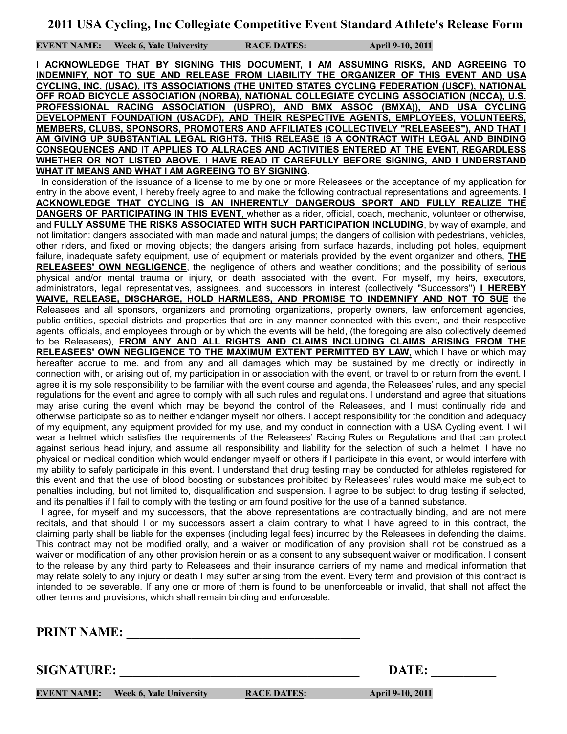# 2011 USA Cycling, Inc Collegiate Competitive Event Standard Athlete's Release Form

**EVENT NAME:** **Week 6, Yale University** **RACE DATES:** **April 9-10, 2011**

**I ACKNOWLEDGE THAT BY SIGNING THIS DOCUMENT, I AM ASSUMING RISKS, AND AGREEING TO INDEMNIFY, NOT TO SUE AND RELEASE FROM LIABILITY THE ORGANIZER OF THIS EVENT AND USA CYCLING, INC. (USAC), ITS ASSOCIATIONS (THE UNITED STATES CYCLING FEDERATION (USCF), NATIONAL OFF ROAD BICYCLE ASSOCIATION (NORBA), NATIONAL COLLEGIATE CYCLING ASSOCIATION (NCCA), U.S. PROFESSIONAL RACING ASSOCIATION (USPRO), AND BMX ASSOC (BMXA)), AND USA CYCLING DEVELOPMENT FOUNDATION (USACDF), AND THEIR RESPECTIVE AGENTS, EMPLOYEES, VOLUNTEERS, MEMBERS, CLUBS, SPONSORS, PROMOTERS AND AFFILIATES (COLLECTIVELY "RELEASEES"), AND THAT I AM GIVING UP SUBSTANTIAL LEGAL RIGHTS. THIS RELEASE IS A CONTRACT WITH LEGAL AND BINDING CONSEQUENCES AND IT APPLIES TO ALLRACES AND ACTIVITIES ENTERED AT THE EVENT, REGARDLESS WHETHER OR NOT LISTED ABOVE. I HAVE READ IT CAREFULLY BEFORE SIGNING, AND I UNDERSTAND WHAT IT MEANS AND WHAT I AM AGREEING TO BY SIGNING.**

In consideration of the issuance of a license to me by one or more Releasees or the acceptance of my application for entry in the above event, I hereby freely agree to and make the following contractual representations and agreements. **I ACKNOWLEDGE THAT CYCLING IS AN INHERENTLY DANGEROUS SPORT AND FULLY REALIZE THE DANGERS OF PARTICIPATING IN THIS EVENT**, whether as a rider, official, coach, mechanic, volunteer or otherwise, and **FULLY ASSUME THE RISKS ASSOCIATED WITH SUCH PARTICIPATION INCLUDING**, by way of example, and not limitation: dangers associated with man made and natural jumps; the dangers of collision with pedestrians, vehicles, other riders, and fixed or moving objects; the dangers arising from surface hazards, including pot holes, equipment failure, inadequate safety equipment, use of equipment or materials provided by the event organizer and others, **THE RELEASEES' OWN NEGLIGENCE**, the negligence of others and weather conditions; and the possibility of serious physical and/or mental trauma or injury, or death associated with the event. For myself, my heirs, executors, administrators, legal representatives, assignees, and successors in interest (collectively "Successors") **I HEREBY WAIVE, RELEASE, DISCHARGE, HOLD HARMLESS, AND PROMISE TO INDEMNIFY AND NOT TO SUE** the Releasees and all sponsors, organizers and promoting organizations, property owners, law enforcement agencies, public entities, special districts and properties that are in any manner connected with this event, and their respective agents, officials, and employees through or by which the events will be held, (the foregoing are also collectively deemed to be Releasees), **FROM ANY AND ALL RIGHTS AND CLAIMS INCLUDING CLAIMS ARISING FROM THE RELEASEES' OWN NEGLIGENCE TO THE MAXIMUM EXTENT PERMITTED BY LAW**, which I have or which may hereafter accrue to me, and from any and all damages which may be sustained by me directly or indirectly in connection with, or arising out of, my participation in or association with the event, or travel to or return from the event. I agree it is my sole responsibility to be familiar with the event course and agenda, the Releasees' rules, and any special regulations for the event and agree to comply with all such rules and regulations. I understand and agree that situations may arise during the event which may be beyond the control of the Releasees, and I must continually ride and otherwise participate so as to neither endanger myself nor others. I accept responsibility for the condition and adequacy of my equipment, any equipment provided for my use, and my conduct in connection with a USA Cycling event. I will wear a helmet which satisfies the requirements of the Releasees' Racing Rules or Regulations and that can protect against serious head injury, and assume all responsibility and liability for the selection of such a helmet. I have no physical or medical condition which would endanger myself or others if I participate in this event, or would interfere with my ability to safely participate in this event. I understand that drug testing may be conducted for athletes registered for this event and that the use of blood boosting or substances prohibited by Releasees' rules would make me subject to penalties including, but not limited to, disqualification and suspension. I agree to be subject to drug testing if selected, and its penalties if I fail to comply with the testing or am found positive for the use of a banned substance.

I agree, for myself and my successors, that the above representations are contractually binding, and are not mere recitals, and that should I or my successors assert a claim contrary to what I have agreed to in this contract, the claiming party shall be liable for the expenses (including legal fees) incurred by the Releasees in defending the claims. This contract may not be modified orally, and a waiver or modification of any provision shall not be construed as a waiver or modification of any other provision herein or as a consent to any subsequent waiver or modification. I consent to the release by any third party to Releasees and their insurance carriers of my name and medical information that may relate solely to any injury or death I may suffer arising from the event. Every term and provision of this contract is intended to be severable. If any one or more of them is found to be unenforceable or invalid, that shall not affect the other terms and provisions, which shall remain binding and enforceable.

**PRINT NAME:** ______________________________________

**SIGNATURE:** ______________________________________ **DATE:** __________

**EVENT NAME:** **Week 6, Yale University** **RACE DATES:** **April 9-10, 2011**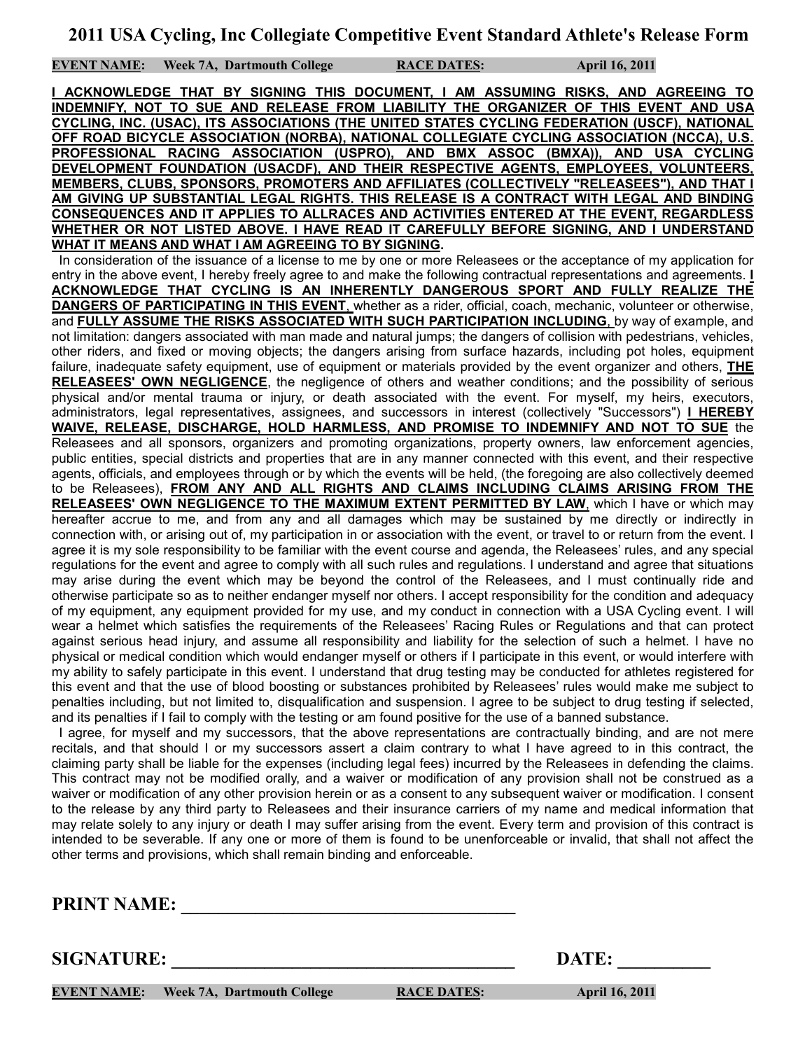# 2011 USA Cycling, Inc Collegiate Competitive Event Standard Athlete's Release Form

**EVENT NAME:** **Week 7A, Dartmouth College** **RACE DATES:** **April 16, 2011**

**I ACKNOWLEDGE THAT BY SIGNING THIS DOCUMENT, I AM ASSUMING RISKS, AND AGREEING TO INDEMNIFY, NOT TO SUE AND RELEASE FROM LIABILITY THE ORGANIZER OF THIS EVENT AND USA CYCLING, INC. (USAC), ITS ASSOCIATIONS (THE UNITED STATES CYCLING FEDERATION (USCF), NATIONAL OFF ROAD BICYCLE ASSOCIATION (NORBA), NATIONAL COLLEGIATE CYCLING ASSOCIATION (NCCA), U.S. PROFESSIONAL RACING ASSOCIATION (USPRO), AND BMX ASSOC (BMXA)), AND USA CYCLING DEVELOPMENT FOUNDATION (USACDF), AND THEIR RESPECTIVE AGENTS, EMPLOYEES, VOLUNTEERS, MEMBERS, CLUBS, SPONSORS, PROMOTERS AND AFFILIATES (COLLECTIVELY "RELEASEES"), AND THAT I AM GIVING UP SUBSTANTIAL LEGAL RIGHTS. THIS RELEASE IS A CONTRACT WITH LEGAL AND BINDING CONSEQUENCES AND IT APPLIES TO ALLRACES AND ACTIVITIES ENTERED AT THE EVENT, REGARDLESS WHETHER OR NOT LISTED ABOVE. I HAVE READ IT CAREFULLY BEFORE SIGNING, AND I UNDERSTAND WHAT IT MEANS AND WHAT I AM AGREEING TO BY SIGNING.**

In consideration of the issuance of a license to me by one or more Releasees or the acceptance of my application for entry in the above event, I hereby freely agree to and make the following contractual representations and agreements. **I ACKNOWLEDGE THAT CYCLING IS AN INHERENTLY DANGEROUS SPORT AND FULLY REALIZE THE DANGERS OF PARTICIPATING IN THIS EVENT**, whether as a rider, official, coach, mechanic, volunteer or otherwise, and **FULLY ASSUME THE RISKS ASSOCIATED WITH SUCH PARTICIPATION INCLUDING**, by way of example, and not limitation: dangers associated with man made and natural jumps; the dangers of collision with pedestrians, vehicles, other riders, and fixed or moving objects; the dangers arising from surface hazards, including pot holes, equipment failure, inadequate safety equipment, use of equipment or materials provided by the event organizer and others, **THE RELEASEES' OWN NEGLIGENCE**, the negligence of others and weather conditions; and the possibility of serious physical and/or mental trauma or injury, or death associated with the event. For myself, my heirs, executors, administrators, legal representatives, assignees, and successors in interest (collectively "Successors") **I HEREBY WAIVE, RELEASE, DISCHARGE, HOLD HARMLESS, AND PROMISE TO INDEMNIFY AND NOT TO SUE** the Releasees and all sponsors, organizers and promoting organizations, property owners, law enforcement agencies, public entities, special districts and properties that are in any manner connected with this event, and their respective agents, officials, and employees through or by which the events will be held, (the foregoing are also collectively deemed to be Releasees), **FROM ANY AND ALL RIGHTS AND CLAIMS INCLUDING CLAIMS ARISING FROM THE RELEASEES' OWN NEGLIGENCE TO THE MAXIMUM EXTENT PERMITTED BY LAW**, which I have or which may hereafter accrue to me, and from any and all damages which may be sustained by me directly or indirectly in connection with, or arising out of, my participation in or association with the event, or travel to or return from the event. I agree it is my sole responsibility to be familiar with the event course and agenda, the Releasees' rules, and any special regulations for the event and agree to comply with all such rules and regulations. I understand and agree that situations may arise during the event which may be beyond the control of the Releasees, and I must continually ride and otherwise participate so as to neither endanger myself nor others. I accept responsibility for the condition and adequacy of my equipment, any equipment provided for my use, and my conduct in connection with a USA Cycling event. I will wear a helmet which satisfies the requirements of the Releasees' Racing Rules or Regulations and that can protect against serious head injury, and assume all responsibility and liability for the selection of such a helmet. I have no physical or medical condition which would endanger myself or others if I participate in this event, or would interfere with my ability to safely participate in this event. I understand that drug testing may be conducted for athletes registered for this event and that the use of blood boosting or substances prohibited by Releasees' rules would make me subject to penalties including, but not limited to, disqualification and suspension. I agree to be subject to drug testing if selected, and its penalties if I fail to comply with the testing or am found positive for the use of a banned substance.

I agree, for myself and my successors, that the above representations are contractually binding, and are not mere recitals, and that should I or my successors assert a claim contrary to what I have agreed to in this contract, the claiming party shall be liable for the expenses (including legal fees) incurred by the Releasees in defending the claims. This contract may not be modified orally, and a waiver or modification of any provision shall not be construed as a waiver or modification of any other provision herein or as a consent to any subsequent waiver or modification. I consent to the release by any third party to Releasees and their insurance carriers of my name and medical information that may relate solely to any injury or death I may suffer arising from the event. Every term and provision of this contract is intended to be severable. If any one or more of them is found to be unenforceable or invalid, that shall not affect the other terms and provisions, which shall remain binding and enforceable.

**PRINT NAME:** ______________________________________

**SIGNATURE:** ______________________________________ **DATE:** __________

**EVENT NAME:** **Week 7A, Dartmouth College** **RACE DATES:** **April 16, 2011**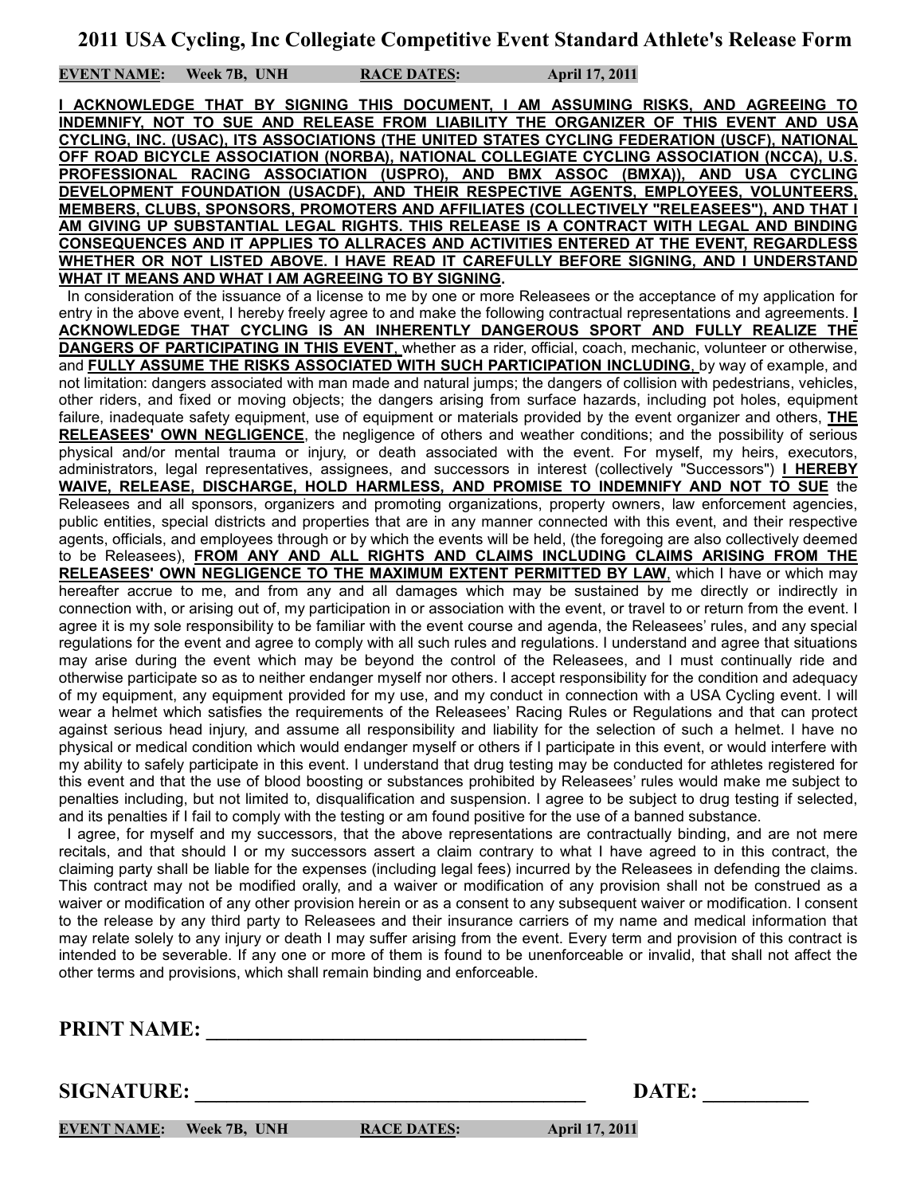# 2011 USA Cycling, Inc Collegiate Competitive Event Standard Athlete's Release Form

**EVENT NAME: Week 7B, UNH** **RACE DATES: April 17, 2011**

**I ACKNOWLEDGE THAT BY SIGNING THIS DOCUMENT, I AM ASSUMING RISKS, AND AGREEING TO INDEMNIFY, NOT TO SUE AND RELEASE FROM LIABILITY THE ORGANIZER OF THIS EVENT AND USA CYCLING, INC. (USAC), ITS ASSOCIATIONS (THE UNITED STATES CYCLING FEDERATION (USCF), NATIONAL OFF ROAD BICYCLE ASSOCIATION (NORBA), NATIONAL COLLEGIATE CYCLING ASSOCIATION (NCCA), U.S. PROFESSIONAL RACING ASSOCIATION (USPRO), AND BMX ASSOC (BMXA)), AND USA CYCLING DEVELOPMENT FOUNDATION (USACDF), AND THEIR RESPECTIVE AGENTS, EMPLOYEES, VOLUNTEERS, MEMBERS, CLUBS, SPONSORS, PROMOTERS AND AFFILIATES (COLLECTIVELY "RELEASEES"), AND THAT I AM GIVING UP SUBSTANTIAL LEGAL RIGHTS. THIS RELEASE IS A CONTRACT WITH LEGAL AND BINDING CONSEQUENCES AND IT APPLIES TO ALLRACES AND ACTIVITIES ENTERED AT THE EVENT, REGARDLESS WHETHER OR NOT LISTED ABOVE. I HAVE READ IT CAREFULLY BEFORE SIGNING, AND I UNDERSTAND WHAT IT MEANS AND WHAT I AM AGREEING TO BY SIGNING.**

In consideration of the issuance of a license to me by one or more Releasees or the acceptance of my application for entry in the above event, I hereby freely agree to and make the following contractual representations and agreements. **I ACKNOWLEDGE THAT CYCLING IS AN INHERENTLY DANGEROUS SPORT AND FULLY REALIZE THE DANGERS OF PARTICIPATING IN THIS EVENT**, whether as a rider, official, coach, mechanic, volunteer or otherwise, and **FULLY ASSUME THE RISKS ASSOCIATED WITH SUCH PARTICIPATION INCLUDING**, by way of example, and not limitation: dangers associated with man made and natural jumps; the dangers of collision with pedestrians, vehicles, other riders, and fixed or moving objects; the dangers arising from surface hazards, including pot holes, equipment failure, inadequate safety equipment, use of equipment or materials provided by the event organizer and others, **THE RELEASEES' OWN NEGLIGENCE**, the negligence of others and weather conditions; and the possibility of serious physical and/or mental trauma or injury, or death associated with the event. For myself, my heirs, executors, administrators, legal representatives, assignees, and successors in interest (collectively "Successors") **I HEREBY WAIVE, RELEASE, DISCHARGE, HOLD HARMLESS, AND PROMISE TO INDEMNIFY AND NOT TO SUE** the Releasees and all sponsors, organizers and promoting organizations, property owners, law enforcement agencies, public entities, special districts and properties that are in any manner connected with this event, and their respective agents, officials, and employees through or by which the events will be held, (the foregoing are also collectively deemed to be Releasees), **FROM ANY AND ALL RIGHTS AND CLAIMS INCLUDING CLAIMS ARISING FROM THE RELEASEES' OWN NEGLIGENCE TO THE MAXIMUM EXTENT PERMITTED BY LAW**, which I have or which may hereafter accrue to me, and from any and all damages which may be sustained by me directly or indirectly in connection with, or arising out of, my participation in or association with the event, or travel to or return from the event. I agree it is my sole responsibility to be familiar with the event course and agenda, the Releasees' rules, and any special regulations for the event and agree to comply with all such rules and regulations. I understand and agree that situations may arise during the event which may be beyond the control of the Releasees, and I must continually ride and otherwise participate so as to neither endanger myself nor others. I accept responsibility for the condition and adequacy of my equipment, any equipment provided for my use, and my conduct in connection with a USA Cycling event. I will wear a helmet which satisfies the requirements of the Releasees' Racing Rules or Regulations and that can protect against serious head injury, and assume all responsibility and liability for the selection of such a helmet. I have no physical or medical condition which would endanger myself or others if I participate in this event, or would interfere with my ability to safely participate in this event. I understand that drug testing may be conducted for athletes registered for this event and that the use of blood boosting or substances prohibited by Releasees' rules would make me subject to penalties including, but not limited to, disqualification and suspension. I agree to be subject to drug testing if selected, and its penalties if I fail to comply with the testing or am found positive for the use of a banned substance.

I agree, for myself and my successors, that the above representations are contractually binding, and are not mere recitals, and that should I or my successors assert a claim contrary to what I have agreed to in this contract, the claiming party shall be liable for the expenses (including legal fees) incurred by the Releasees in defending the claims. This contract may not be modified orally, and a waiver or modification of any provision shall not be construed as a waiver or modification of any other provision herein or as a consent to any subsequent waiver or modification. I consent to the release by any third party to Releasees and their insurance carriers of my name and medical information that may relate solely to any injury or death I may suffer arising from the event. Every term and provision of this contract is intended to be severable. If any one or more of them is found to be unenforceable or invalid, that shall not affect the other terms and provisions, which shall remain binding and enforceable.

**PRINT NAME: ____________________________________**

**SIGNATURE: ____________________________________** **DATE: __________**

**EVENT NAME: Week 7B, UNH** **RACE DATES: April 17, 2011**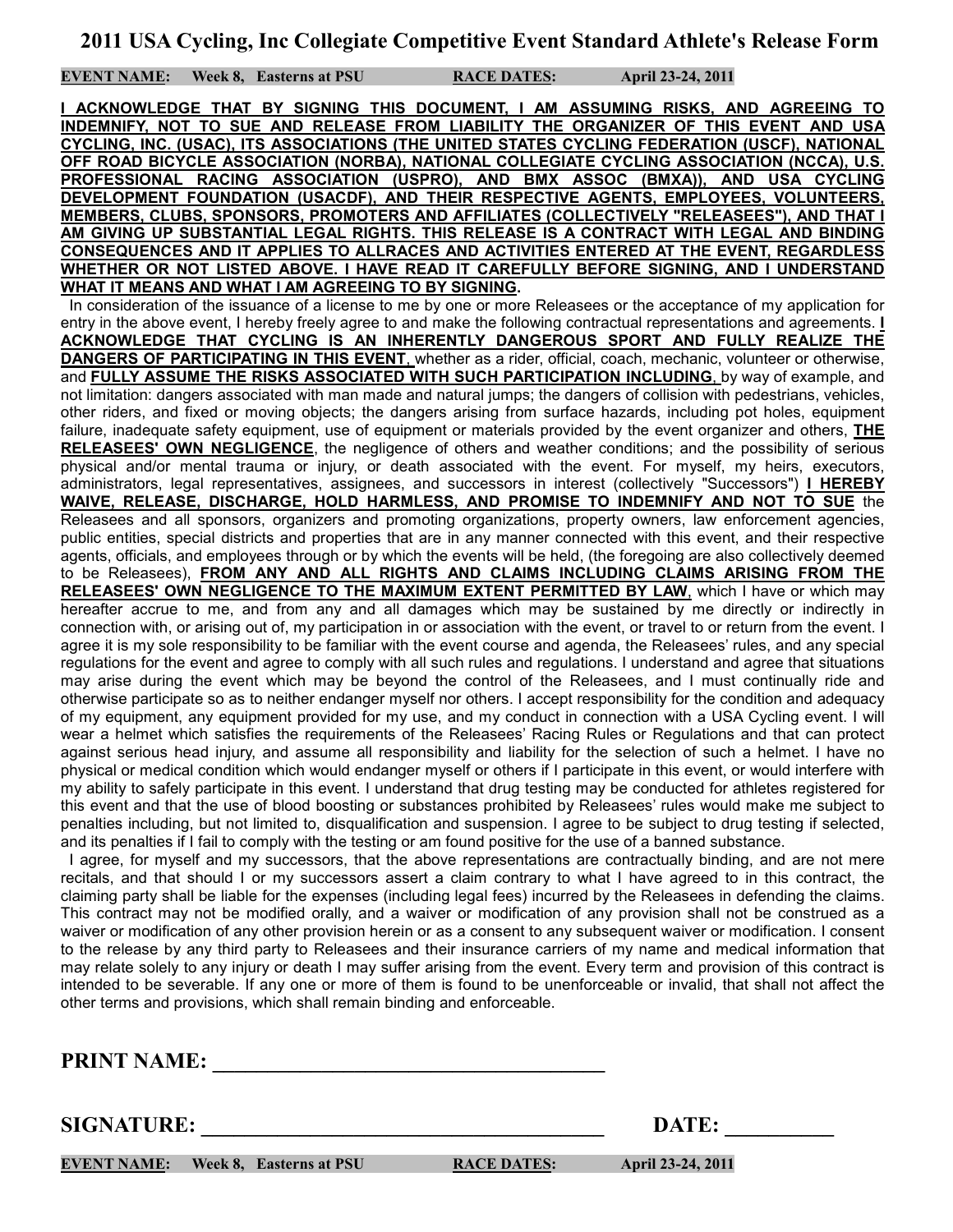# 2011 USA Cycling, Inc Collegiate Competitive Event Standard Athlete's Release Form

**EVENT NAME:** **Week 8, Easterns at PSU** **RACE DATES:** **April 23-24, 2011**

**I ACKNOWLEDGE THAT BY SIGNING THIS DOCUMENT, I AM ASSUMING RISKS, AND AGREEING TO INDEMNIFY, NOT TO SUE AND RELEASE FROM LIABILITY THE ORGANIZER OF THIS EVENT AND USA CYCLING, INC. (USAC), ITS ASSOCIATIONS (THE UNITED STATES CYCLING FEDERATION (USCF), NATIONAL OFF ROAD BICYCLE ASSOCIATION (NORBA), NATIONAL COLLEGIATE CYCLING ASSOCIATION (NCCA), U.S. PROFESSIONAL RACING ASSOCIATION (USPRO), AND BMX ASSOC (BMXA)), AND USA CYCLING DEVELOPMENT FOUNDATION (USACDF), AND THEIR RESPECTIVE AGENTS, EMPLOYEES, VOLUNTEERS, MEMBERS, CLUBS, SPONSORS, PROMOTERS AND AFFILIATES (COLLECTIVELY "RELEASEES"), AND THAT I AM GIVING UP SUBSTANTIAL LEGAL RIGHTS. THIS RELEASE IS A CONTRACT WITH LEGAL AND BINDING CONSEQUENCES AND IT APPLIES TO ALLRACES AND ACTIVITIES ENTERED AT THE EVENT, REGARDLESS WHETHER OR NOT LISTED ABOVE. I HAVE READ IT CAREFULLY BEFORE SIGNING, AND I UNDERSTAND WHAT IT MEANS AND WHAT I AM AGREEING TO BY SIGNING.**

In consideration of the issuance of a license to me by one or more Releasees or the acceptance of my application for entry in the above event, I hereby freely agree to and make the following contractual representations and agreements. **I ACKNOWLEDGE THAT CYCLING IS AN INHERENTLY DANGEROUS SPORT AND FULLY REALIZE THE DANGERS OF PARTICIPATING IN THIS EVENT**, whether as a rider, official, coach, mechanic, volunteer or otherwise, and **FULLY ASSUME THE RISKS ASSOCIATED WITH SUCH PARTICIPATION INCLUDING**, by way of example, and not limitation: dangers associated with man made and natural jumps; the dangers of collision with pedestrians, vehicles, other riders, and fixed or moving objects; the dangers arising from surface hazards, including pot holes, equipment failure, inadequate safety equipment, use of equipment or materials provided by the event organizer and others, **THE RELEASEES' OWN NEGLIGENCE**, the negligence of others and weather conditions; and the possibility of serious physical and/or mental trauma or injury, or death associated with the event. For myself, my heirs, executors, administrators, legal representatives, assignees, and successors in interest (collectively "Successors") **I HEREBY WAIVE, RELEASE, DISCHARGE, HOLD HARMLESS, AND PROMISE TO INDEMNIFY AND NOT TO SUE** the Releasees and all sponsors, organizers and promoting organizations, property owners, law enforcement agencies, public entities, special districts and properties that are in any manner connected with this event, and their respective agents, officials, and employees through or by which the events will be held, (the foregoing are also collectively deemed to be Releasees), **FROM ANY AND ALL RIGHTS AND CLAIMS INCLUDING CLAIMS ARISING FROM THE RELEASEES' OWN NEGLIGENCE TO THE MAXIMUM EXTENT PERMITTED BY LAW**, which I have or which may hereafter accrue to me, and from any and all damages which may be sustained by me directly or indirectly in connection with, or arising out of, my participation in or association with the event, or travel to or return from the event. I agree it is my sole responsibility to be familiar with the event course and agenda, the Releasees' rules, and any special regulations for the event and agree to comply with all such rules and regulations. I understand and agree that situations may arise during the event which may be beyond the control of the Releasees, and I must continually ride and otherwise participate so as to neither endanger myself nor others. I accept responsibility for the condition and adequacy of my equipment, any equipment provided for my use, and my conduct in connection with a USA Cycling event. I will wear a helmet which satisfies the requirements of the Releasees' Racing Rules or Regulations and that can protect against serious head injury, and assume all responsibility and liability for the selection of such a helmet. I have no physical or medical condition which would endanger myself or others if I participate in this event, or would interfere with my ability to safely participate in this event. I understand that drug testing may be conducted for athletes registered for this event and that the use of blood boosting or substances prohibited by Releasees' rules would make me subject to penalties including, but not limited to, disqualification and suspension. I agree to be subject to drug testing if selected, and its penalties if I fail to comply with the testing or am found positive for the use of a banned substance.

I agree, for myself and my successors, that the above representations are contractually binding, and are not mere recitals, and that should I or my successors assert a claim contrary to what I have agreed to in this contract, the claiming party shall be liable for the expenses (including legal fees) incurred by the Releasees in defending the claims. This contract may not be modified orally, and a waiver or modification of any provision shall not be construed as a waiver or modification of any other provision herein or as a consent to any subsequent waiver or modification. I consent to the release by any third party to Releasees and their insurance carriers of my name and medical information that may relate solely to any injury or death I may suffer arising from the event. Every term and provision of this contract is intended to be severable. If any one or more of them is found to be unenforceable or invalid, that shall not affect the other terms and provisions, which shall remain binding and enforceable.

**PRINT NAME:** ______________________________________

**SIGNATURE:** ______________________________________ **DATE:** __________

**EVENT NAME:** **Week 8, Easterns at PSU** **RACE DATES:** **April 23-24, 2011**